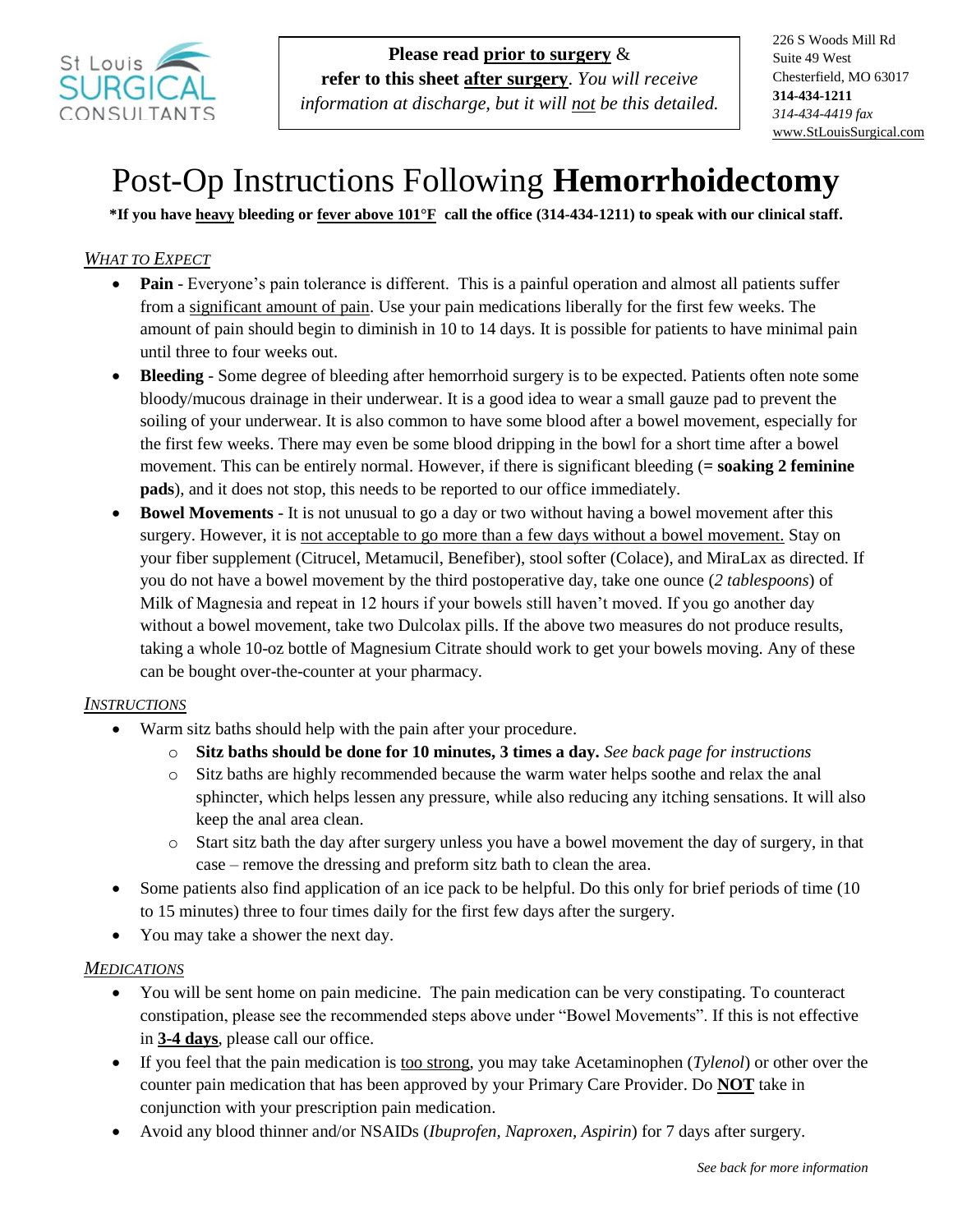St Louis SURGICAL CONSULTANTS

**Please read prior to surgery & refer to this sheet after surgery**. *You will receive information at discharge, but it will not be this detailed.*

226 S Woods Mill Rd
Suite 49 West
Chesterfield, MO 63017
**314-434-1211**
*314-434-4419 fax*
www.StLouisSurgical.com

# Post-Op Instructions Following **Hemorrhoidectomy**

**\*If you have heavy bleeding or fever above 101°F call the office (314-434-1211) to speak with our clinical staff.**

## *WHAT TO EXPECT*

- **Pain** - Everyone's pain tolerance is different. This is a painful operation and almost all patients suffer from a significant amount of pain. Use your pain medications liberally for the first few weeks. The amount of pain should begin to diminish in 10 to 14 days. It is possible for patients to have minimal pain until three to four weeks out.
- **Bleeding** - Some degree of bleeding after hemorrhoid surgery is to be expected. Patients often note some bloody/mucous drainage in their underwear. It is a good idea to wear a small gauze pad to prevent the soiling of your underwear. It is also common to have some blood after a bowel movement, especially for the first few weeks. There may even be some blood dripping in the bowl for a short time after a bowel movement. This can be entirely normal. However, if there is significant bleeding (**= soaking 2 feminine pads**), and it does not stop, this needs to be reported to our office immediately.
- **Bowel Movements** - It is not unusual to go a day or two without having a bowel movement after this surgery. However, it is not acceptable to go more than a few days without a bowel movement. Stay on your fiber supplement (Citrucel, Metamucil, Benefiber), stool softer (Colace), and MiraLax as directed. If you do not have a bowel movement by the third postoperative day, take one ounce (*2 tablespoons*) of Milk of Magnesia and repeat in 12 hours if your bowels still haven't moved. If you go another day without a bowel movement, take two Dulcolax pills. If the above two measures do not produce results, taking a whole 10-oz bottle of Magnesium Citrate should work to get your bowels moving. Any of these can be bought over-the-counter at your pharmacy.

## *INSTRUCTIONS*

- Warm sitz baths should help with the pain after your procedure.
  - **Sitz baths should be done for 10 minutes, 3 times a day.** *See back page for instructions*
  - Sitz baths are highly recommended because the warm water helps soothe and relax the anal sphincter, which helps lessen any pressure, while also reducing any itching sensations. It will also keep the anal area clean.
  - Start sitz bath the day after surgery unless you have a bowel movement the day of surgery, in that case – remove the dressing and preform sitz bath to clean the area.
- Some patients also find application of an ice pack to be helpful. Do this only for brief periods of time (10 to 15 minutes) three to four times daily for the first few days after the surgery.
- You may take a shower the next day.

## *MEDICATIONS*

- You will be sent home on pain medicine. The pain medication can be very constipating. To counteract constipation, please see the recommended steps above under "Bowel Movements". If this is not effective in **3-4 days**, please call our office.
- If you feel that the pain medication is too strong, you may take Acetaminophen (*Tylenol*) or other over the counter pain medication that has been approved by your Primary Care Provider. Do **NOT** take in conjunction with your prescription pain medication.
- Avoid any blood thinner and/or NSAIDs (*Ibuprofen, Naproxen, Aspirin*) for 7 days after surgery.

*See back for more information*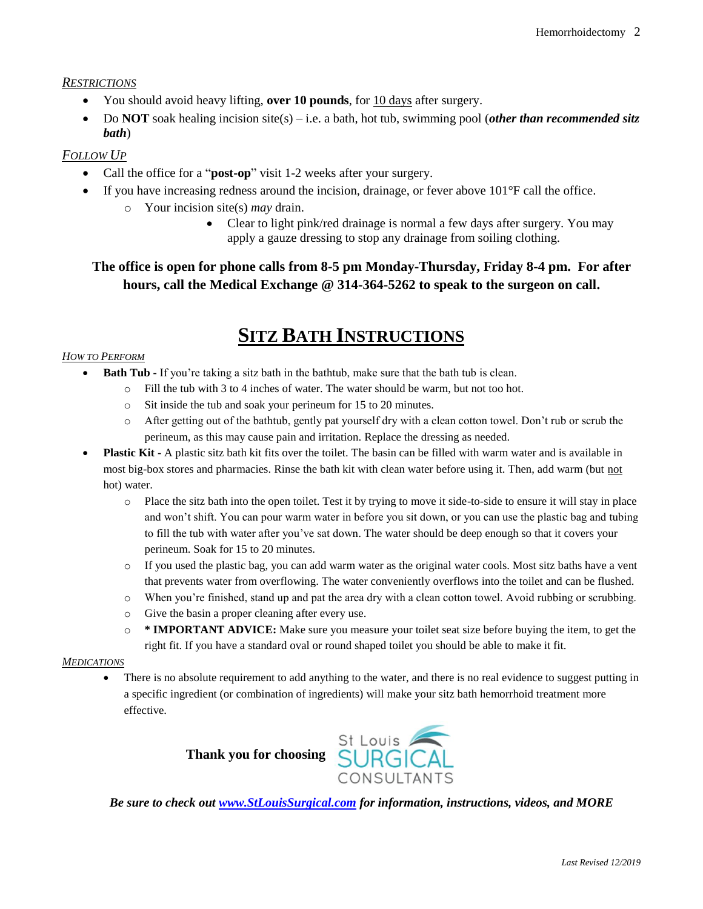*Restrictions*

- You should avoid heavy lifting, **over 10 pounds**, for 10 days after surgery.
- Do **NOT** soak healing incision site(s) – i.e. a bath, hot tub, swimming pool (***other than recommended sitz bath***)

*Follow Up*

- Call the office for a "**post-op**" visit 1-2 weeks after your surgery.
- If you have increasing redness around the incision, drainage, or fever above 101°F call the office.
  - Your incision site(s) *may* drain.
    - Clear to light pink/red drainage is normal a few days after surgery. You may apply a gauze dressing to stop any drainage from soiling clothing.

**The office is open for phone calls from 8-5 pm Monday-Thursday, Friday 8-4 pm. For after hours, call the Medical Exchange @ 314-364-5262 to speak to the surgeon on call.**

# Sitz Bath Instructions

*How to Perform*

- **Bath Tub -** If you're taking a sitz bath in the bathtub, make sure that the bath tub is clean.
  - Fill the tub with 3 to 4 inches of water. The water should be warm, but not too hot.
  - Sit inside the tub and soak your perineum for 15 to 20 minutes.
  - After getting out of the bathtub, gently pat yourself dry with a clean cotton towel. Don't rub or scrub the perineum, as this may cause pain and irritation. Replace the dressing as needed.
- **Plastic Kit -** A plastic sitz bath kit fits over the toilet. The basin can be filled with warm water and is available in most big-box stores and pharmacies. Rinse the bath kit with clean water before using it. Then, add warm (but not hot) water.
  - Place the sitz bath into the open toilet. Test it by trying to move it side-to-side to ensure it will stay in place and won't shift. You can pour warm water in before you sit down, or you can use the plastic bag and tubing to fill the tub with water after you've sat down. The water should be deep enough so that it covers your perineum. Soak for 15 to 20 minutes.
  - If you used the plastic bag, you can add warm water as the original water cools. Most sitz baths have a vent that prevents water from overflowing. The water conveniently overflows into the toilet and can be flushed.
  - When you're finished, stand up and pat the area dry with a clean cotton towel. Avoid rubbing or scrubbing.
  - Give the basin a proper cleaning after every use.
  - *** IMPORTANT ADVICE:** Make sure you measure your toilet seat size before buying the item, to get the right fit. If you have a standard oval or round shaped toilet you should be able to make it fit.

*Medications*

- There is no absolute requirement to add anything to the water, and there is no real evidence to suggest putting in a specific ingredient (or combination of ingredients) will make your sitz bath hemorrhoid treatment more effective.

**Thank you for choosing** St Louis SURGICAL CONSULTANTS

***Be sure to check out [www.StLouisSurgical.com](http://www.StLouisSurgical.com) for information, instructions, videos, and MORE***

*Last Revised 12/2019*